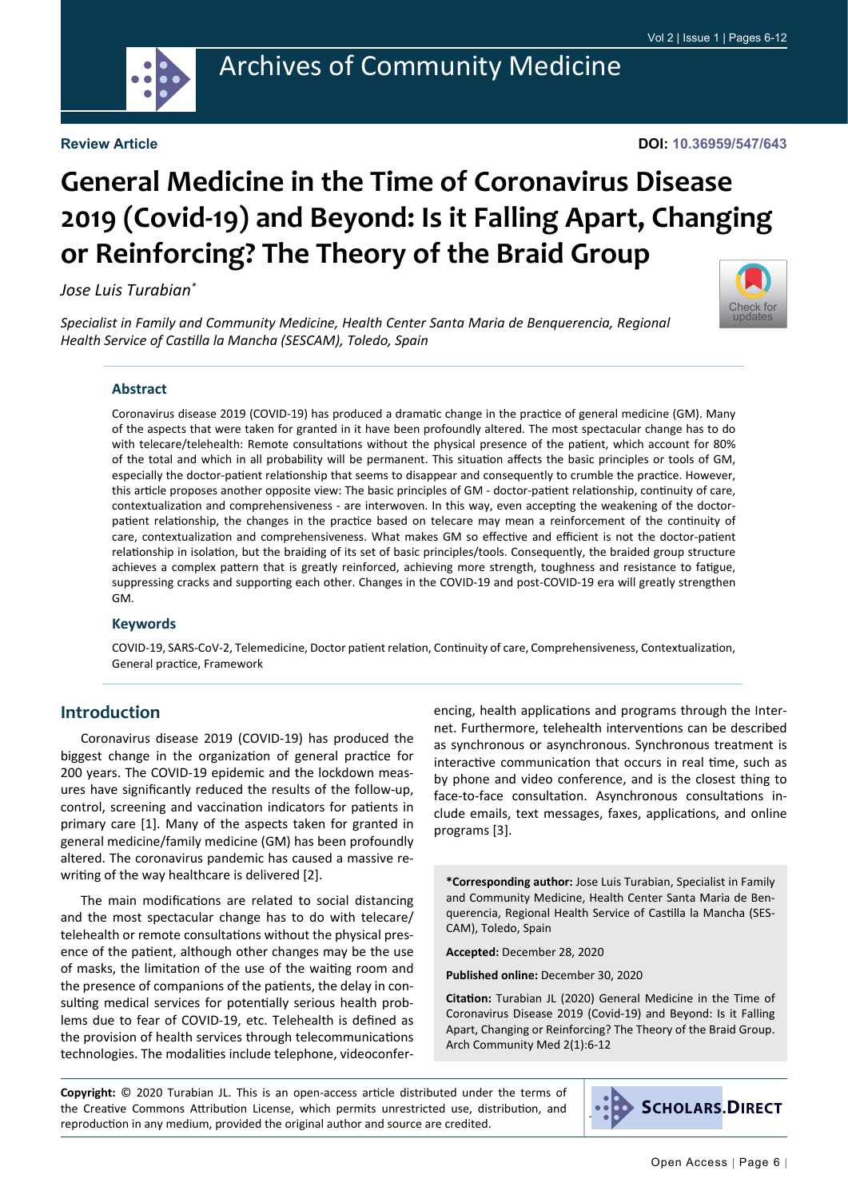Review Article

DOI: 10.36959/547/643

# General Medicine in the Time of Coronavirus Disease 2019 (Covid-19) and Beyond: Is it Falling Apart, Changing or Reinforcing? The Theory of the Braid Group

*Jose Luis Turabian**

*Specialist in Family and Community Medicine, Health Center Santa Maria de Benquerencia, Regional Health Service of Castilla la Mancha (SESCAM), Toledo, Spain*

### Abstract

Coronavirus disease 2019 (COVID-19) has produced a dramatic change in the practice of general medicine (GM). Many of the aspects that were taken for granted in it have been profoundly altered. The most spectacular change has to do with telecare/telehealth: Remote consultations without the physical presence of the patient, which account for 80% of the total and which in all probability will be permanent. This situation affects the basic principles or tools of GM, especially the doctor-patient relationship that seems to disappear and consequently to crumble the practice. However, this article proposes another opposite view: The basic principles of GM - doctor-patient relationship, continuity of care, contextualization and comprehensiveness - are interwoven. In this way, even accepting the weakening of the doctor-patient relationship, the changes in the practice based on telecare may mean a reinforcement of the continuity of care, contextualization and comprehensiveness. What makes GM so effective and efficient is not the doctor-patient relationship in isolation, but the braiding of its set of basic principles/tools. Consequently, the braided group structure achieves a complex pattern that is greatly reinforced, achieving more strength, toughness and resistance to fatigue, suppressing cracks and supporting each other. Changes in the COVID-19 and post-COVID-19 era will greatly strengthen GM.

### Keywords

COVID-19, SARS-CoV-2, Telemedicine, Doctor patient relation, Continuity of care, Comprehensiveness, Contextualization, General practice, Framework

## Introduction

Coronavirus disease 2019 (COVID-19) has produced the biggest change in the organization of general practice for 200 years. The COVID-19 epidemic and the lockdown measures have significantly reduced the results of the follow-up, control, screening and vaccination indicators for patients in primary care [1]. Many of the aspects taken for granted in general medicine/family medicine (GM) has been profoundly altered. The coronavirus pandemic has caused a massive rewriting of the way healthcare is delivered [2].

The main modifications are related to social distancing and the most spectacular change has to do with telecare/telehealth or remote consultations without the physical presence of the patient, although other changes may be the use of masks, the limitation of the use of the waiting room and the presence of companions of the patients, the delay in consulting medical services for potentially serious health problems due to fear of COVID-19, etc. Telehealth is defined as the provision of health services through telecommunications technologies. The modalities include telephone, videoconferencing, health applications and programs through the Internet. Furthermore, telehealth interventions can be described as synchronous or asynchronous. Synchronous treatment is interactive communication that occurs in real time, such as by phone and video conference, and is the closest thing to face-to-face consultation. Asynchronous consultations include emails, text messages, faxes, applications, and online programs [3].

**\*Corresponding author:** Jose Luis Turabian, Specialist in Family and Community Medicine, Health Center Santa Maria de Benquerencia, Regional Health Service of Castilla la Mancha (SESCAM), Toledo, Spain

**Accepted:** December 28, 2020

**Published online:** December 30, 2020

**Citation:** Turabian JL (2020) General Medicine in the Time of Coronavirus Disease 2019 (Covid-19) and Beyond: Is it Falling Apart, Changing or Reinforcing? The Theory of the Braid Group. Arch Community Med 2(1):6-12

**Copyright:** © 2020 Turabian JL. This is an open-access article distributed under the terms of the Creative Commons Attribution License, which permits unrestricted use, distribution, and reproduction in any medium, provided the original author and source are credited.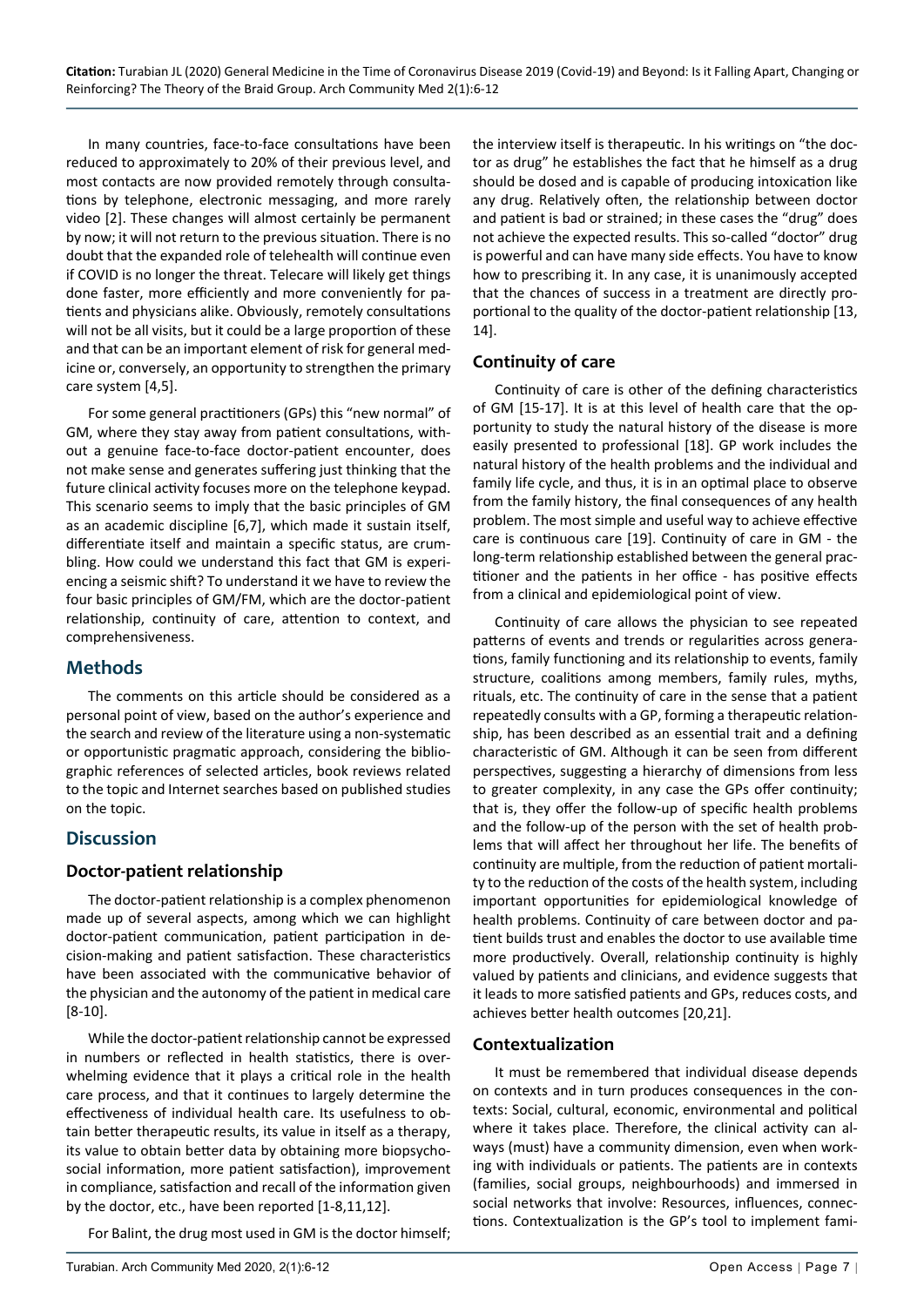In many countries, face-to-face consultations have been reduced to approximately to 20% of their previous level, and most contacts are now provided remotely through consultations by telephone, electronic messaging, and more rarely video [2]. These changes will almost certainly be permanent by now; it will not return to the previous situation. There is no doubt that the expanded role of telehealth will continue even if COVID is no longer the threat. Telecare will likely get things done faster, more efficiently and more conveniently for patients and physicians alike. Obviously, remotely consultations will not be all visits, but it could be a large proportion of these and that can be an important element of risk for general medicine or, conversely, an opportunity to strengthen the primary care system [4,5].

For some general practitioners (GPs) this "new normal" of GM, where they stay away from patient consultations, without a genuine face-to-face doctor-patient encounter, does not make sense and generates suffering just thinking that the future clinical activity focuses more on the telephone keypad. This scenario seems to imply that the basic principles of GM as an academic discipline [6,7], which made it sustain itself, differentiate itself and maintain a specific status, are crumbling. How could we understand this fact that GM is experiencing a seismic shift? To understand it we have to review the four basic principles of GM/FM, which are the doctor-patient relationship, continuity of care, attention to context, and comprehensiveness.

## Methods

The comments on this article should be considered as a personal point of view, based on the author's experience and the search and review of the literature using a non-systematic or opportunistic pragmatic approach, considering the bibliographic references of selected articles, book reviews related to the topic and Internet searches based on published studies on the topic.

## Discussion

### Doctor-patient relationship

The doctor-patient relationship is a complex phenomenon made up of several aspects, among which we can highlight doctor-patient communication, patient participation in decision-making and patient satisfaction. These characteristics have been associated with the communicative behavior of the physician and the autonomy of the patient in medical care [8-10].

While the doctor-patient relationship cannot be expressed in numbers or reflected in health statistics, there is overwhelming evidence that it plays a critical role in the health care process, and that it continues to largely determine the effectiveness of individual health care. Its usefulness to obtain better therapeutic results, its value in itself as a therapy, its value to obtain better data by obtaining more biopsychosocial information, more patient satisfaction), improvement in compliance, satisfaction and recall of the information given by the doctor, etc., have been reported [1-8,11,12].

For Balint, the drug most used in GM is the doctor himself; the interview itself is therapeutic. In his writings on "the doctor as drug" he establishes the fact that he himself as a drug should be dosed and is capable of producing intoxication like any drug. Relatively often, the relationship between doctor and patient is bad or strained; in these cases the "drug" does not achieve the expected results. This so-called "doctor" drug is powerful and can have many side effects. You have to know how to prescribing it. In any case, it is unanimously accepted that the chances of success in a treatment are directly proportional to the quality of the doctor-patient relationship [13, 14].

### Continuity of care

Continuity of care is other of the defining characteristics of GM [15-17]. It is at this level of health care that the opportunity to study the natural history of the disease is more easily presented to professional [18]. GP work includes the natural history of the health problems and the individual and family life cycle, and thus, it is in an optimal place to observe from the family history, the final consequences of any health problem. The most simple and useful way to achieve effective care is continuous care [19]. Continuity of care in GM - the long-term relationship established between the general practitioner and the patients in her office - has positive effects from a clinical and epidemiological point of view.

Continuity of care allows the physician to see repeated patterns of events and trends or regularities across generations, family functioning and its relationship to events, family structure, coalitions among members, family rules, myths, rituals, etc. The continuity of care in the sense that a patient repeatedly consults with a GP, forming a therapeutic relationship, has been described as an essential trait and a defining characteristic of GM. Although it can be seen from different perspectives, suggesting a hierarchy of dimensions from less to greater complexity, in any case the GPs offer continuity; that is, they offer the follow-up of specific health problems and the follow-up of the person with the set of health problems that will affect her throughout her life. The benefits of continuity are multiple, from the reduction of patient mortality to the reduction of the costs of the health system, including important opportunities for epidemiological knowledge of health problems. Continuity of care between doctor and patient builds trust and enables the doctor to use available time more productively. Overall, relationship continuity is highly valued by patients and clinicians, and evidence suggests that it leads to more satisfied patients and GPs, reduces costs, and achieves better health outcomes [20,21].

### Contextualization

It must be remembered that individual disease depends on contexts and in turn produces consequences in the contexts: Social, cultural, economic, environmental and political where it takes place. Therefore, the clinical activity can always (must) have a community dimension, even when working with individuals or patients. The patients are in contexts (families, social groups, neighbourhoods) and immersed in social networks that involve: Resources, influences, connections. Contextualization is the GP's tool to implement fami-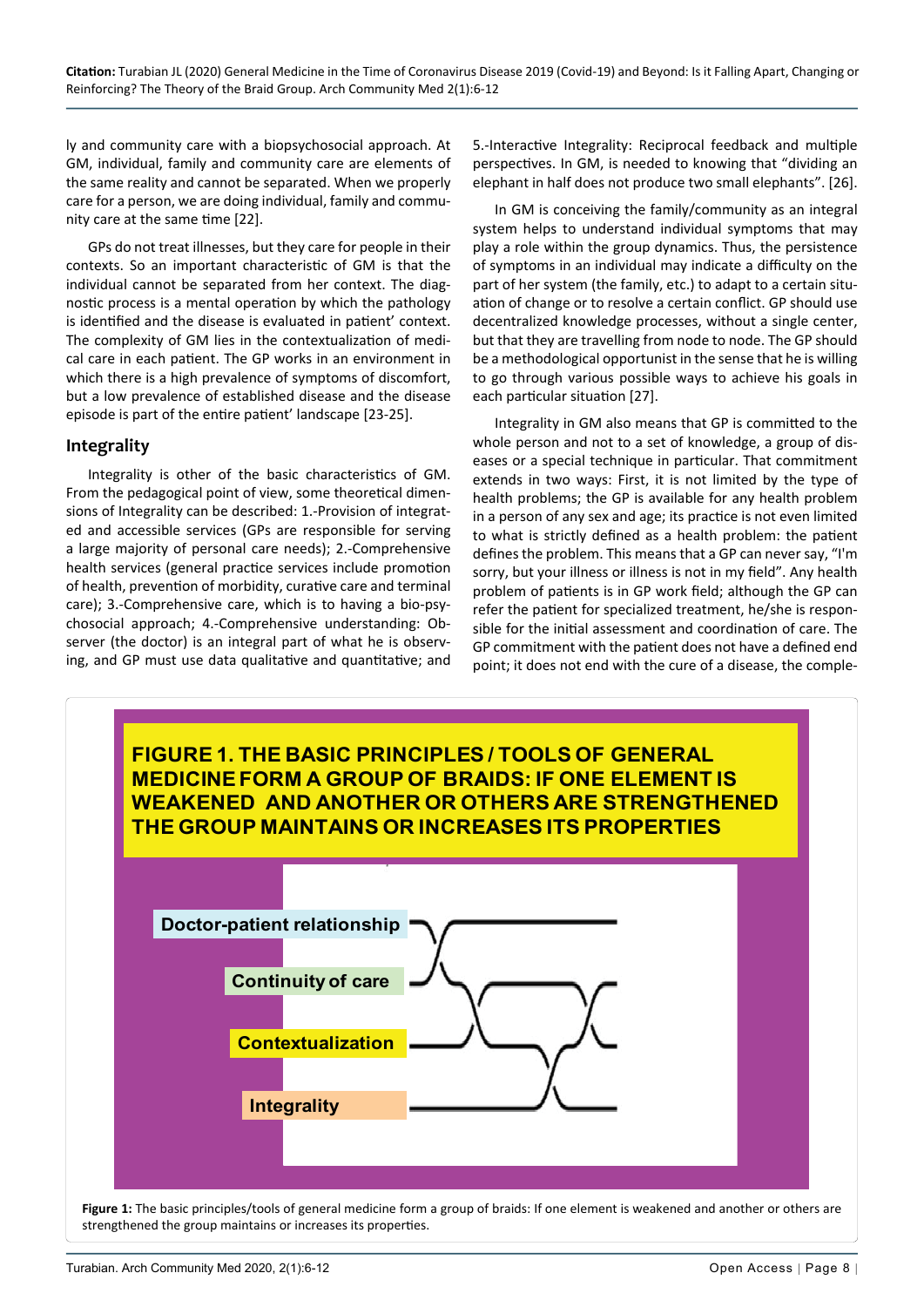ly and community care with a biopsychosocial approach. At GM, individual, family and community care are elements of the same reality and cannot be separated. When we properly care for a person, we are doing individual, family and community care at the same time [22].

GPs do not treat illnesses, but they care for people in their contexts. So an important characteristic of GM is that the individual cannot be separated from her context. The diagnostic process is a mental operation by which the pathology is identified and the disease is evaluated in patient' context. The complexity of GM lies in the contextualization of medical care in each patient. The GP works in an environment in which there is a high prevalence of symptoms of discomfort, but a low prevalence of established disease and the disease episode is part of the entire patient' landscape [23-25].

## Integrality

Integrality is other of the basic characteristics of GM. From the pedagogical point of view, some theoretical dimensions of Integrality can be described: 1.-Provision of integrated and accessible services (GPs are responsible for serving a large majority of personal care needs); 2.-Comprehensive health services (general practice services include promotion of health, prevention of morbidity, curative care and terminal care); 3.-Comprehensive care, which is to having a bio-psychosocial approach; 4.-Comprehensive understanding: Observer (the doctor) is an integral part of what he is observing, and GP must use data qualitative and quantitative; and 5.-Interactive Integrality: Reciprocal feedback and multiple perspectives. In GM, is needed to knowing that "dividing an elephant in half does not produce two small elephants". [26].

In GM is conceiving the family/community as an integral system helps to understand individual symptoms that may play a role within the group dynamics. Thus, the persistence of symptoms in an individual may indicate a difficulty on the part of her system (the family, etc.) to adapt to a certain situation of change or to resolve a certain conflict. GP should use decentralized knowledge processes, without a single center, but that they are travelling from node to node. The GP should be a methodological opportunist in the sense that he is willing to go through various possible ways to achieve his goals in each particular situation [27].

Integrality in GM also means that GP is committed to the whole person and not to a set of knowledge, a group of diseases or a special technique in particular. That commitment extends in two ways: First, it is not limited by the type of health problems; the GP is available for any health problem in a person of any sex and age; its practice is not even limited to what is strictly defined as a health problem: the patient defines the problem. This means that a GP can never say, "I'm sorry, but your illness or illness is not in my field". Any health problem of patients is in GP work field; although the GP can refer the patient for specialized treatment, he/she is responsible for the initial assessment and coordination of care. The GP commitment with the patient does not have a defined end point; it does not end with the cure of a disease, the comple-

**FIGURE 1. THE BASIC PRINCIPLES / TOOLS OF GENERAL MEDICINE FORM A GROUP OF BRAIDS: IF ONE ELEMENT IS WEAKENED AND ANOTHER OR OTHERS ARE STRENGTHENED THE GROUP MAINTAINS OR INCREASES ITS PROPERTIES**

Doctor-patient relationship

Continuity of care

Contextualization

Integrality

**Figure 1:** The basic principles/tools of general medicine form a group of braids: If one element is weakened and another or others are strengthened the group maintains or increases its properties.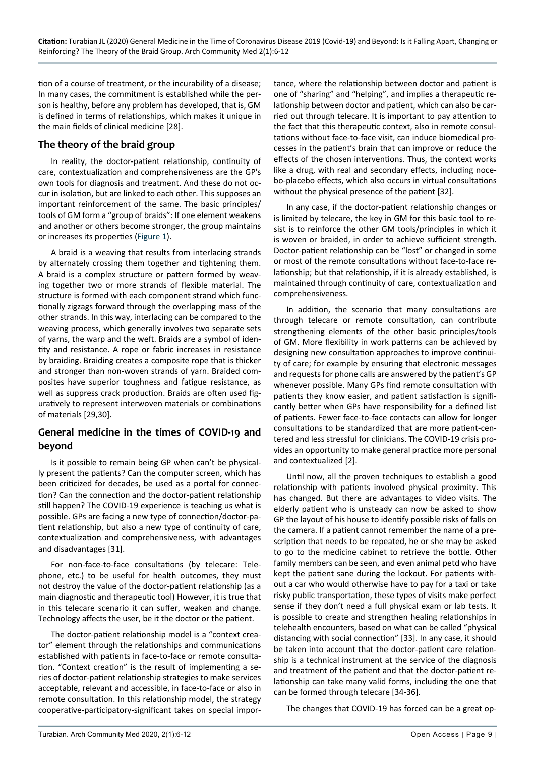tion of a course of treatment, or the incurability of a disease; In many cases, the commitment is established while the person is healthy, before any problem has developed, that is, GM is defined in terms of relationships, which makes it unique in the main fields of clinical medicine [28].

## The theory of the braid group

In reality, the doctor-patient relationship, continuity of care, contextualization and comprehensiveness are the GP's own tools for diagnosis and treatment. And these do not occur in isolation, but are linked to each other. This supposes an important reinforcement of the same. The basic principles/tools of GM form a "group of braids": If one element weakens and another or others become stronger, the group maintains or increases its properties (Figure 1).

A braid is a weaving that results from interlacing strands by alternately crossing them together and tightening them. A braid is a complex structure or pattern formed by weaving together two or more strands of flexible material. The structure is formed with each component strand which functionally zigzags forward through the overlapping mass of the other strands. In this way, interlacing can be compared to the weaving process, which generally involves two separate sets of yarns, the warp and the weft. Braids are a symbol of identity and resistance. A rope or fabric increases in resistance by braiding. Braiding creates a composite rope that is thicker and stronger than non-woven strands of yarn. Braided composites have superior toughness and fatigue resistance, as well as suppress crack production. Braids are often used figuratively to represent interwoven materials or combinations of materials [29,30].

## General medicine in the times of COVID-19 and beyond

Is it possible to remain being GP when can't be physically present the patients? Can the computer screen, which has been criticized for decades, be used as a portal for connection? Can the connection and the doctor-patient relationship still happen? The COVID-19 experience is teaching us what is possible. GPs are facing a new type of connection/doctor-patient relationship, but also a new type of continuity of care, contextualization and comprehensiveness, with advantages and disadvantages [31].

For non-face-to-face consultations (by telecare: Telephone, etc.) to be useful for health outcomes, they must not destroy the value of the doctor-patient relationship (as a main diagnostic and therapeutic tool) However, it is true that in this telecare scenario it can suffer, weaken and change. Technology affects the user, be it the doctor or the patient.

The doctor-patient relationship model is a "context creator" element through the relationships and communications established with patients in face-to-face or remote consultation. "Context creation" is the result of implementing a series of doctor-patient relationship strategies to make services acceptable, relevant and accessible, in face-to-face or also in remote consultation. In this relationship model, the strategy cooperative-participatory-significant takes on special importance, where the relationship between doctor and patient is one of "sharing" and "helping", and implies a therapeutic relationship between doctor and patient, which can also be carried out through telecare. It is important to pay attention to the fact that this therapeutic context, also in remote consultations without face-to-face visit, can induce biomedical processes in the patient's brain that can improve or reduce the effects of the chosen interventions. Thus, the context works like a drug, with real and secondary effects, including nocebo-placebo effects, which also occurs in virtual consultations without the physical presence of the patient [32].

In any case, if the doctor-patient relationship changes or is limited by telecare, the key in GM for this basic tool to resist is to reinforce the other GM tools/principles in which it is woven or braided, in order to achieve sufficient strength. Doctor-patient relationship can be "lost" or changed in some or most of the remote consultations without face-to-face relationship; but that relationship, if it is already established, is maintained through continuity of care, contextualization and comprehensiveness.

In addition, the scenario that many consultations are through telecare or remote consultation, can contribute strengthening elements of the other basic principles/tools of GM. More flexibility in work patterns can be achieved by designing new consultation approaches to improve continuity of care; for example by ensuring that electronic messages and requests for phone calls are answered by the patient's GP whenever possible. Many GPs find remote consultation with patients they know easier, and patient satisfaction is significantly better when GPs have responsibility for a defined list of patients. Fewer face-to-face contacts can allow for longer consultations to be standardized that are more patient-centered and less stressful for clinicians. The COVID-19 crisis provides an opportunity to make general practice more personal and contextualized [2].

Until now, all the proven techniques to establish a good relationship with patients involved physical proximity. This has changed. But there are advantages to video visits. The elderly patient who is unsteady can now be asked to show GP the layout of his house to identify possible risks of falls on the camera. If a patient cannot remember the name of a prescription that needs to be repeated, he or she may be asked to go to the medicine cabinet to retrieve the bottle. Other family members can be seen, and even animal petd who have kept the patient sane during the lockout. For patients without a car who would otherwise have to pay for a taxi or take risky public transportation, these types of visits make perfect sense if they don't need a full physical exam or lab tests. It is possible to create and strengthen healing relationships in telehealth encounters, based on what can be called "physical distancing with social connection" [33]. In any case, it should be taken into account that the doctor-patient care relationship is a technical instrument at the service of the diagnosis and treatment of the patient and that the doctor-patient relationship can take many valid forms, including the one that can be formed through telecare [34-36].

The changes that COVID-19 has forced can be a great op-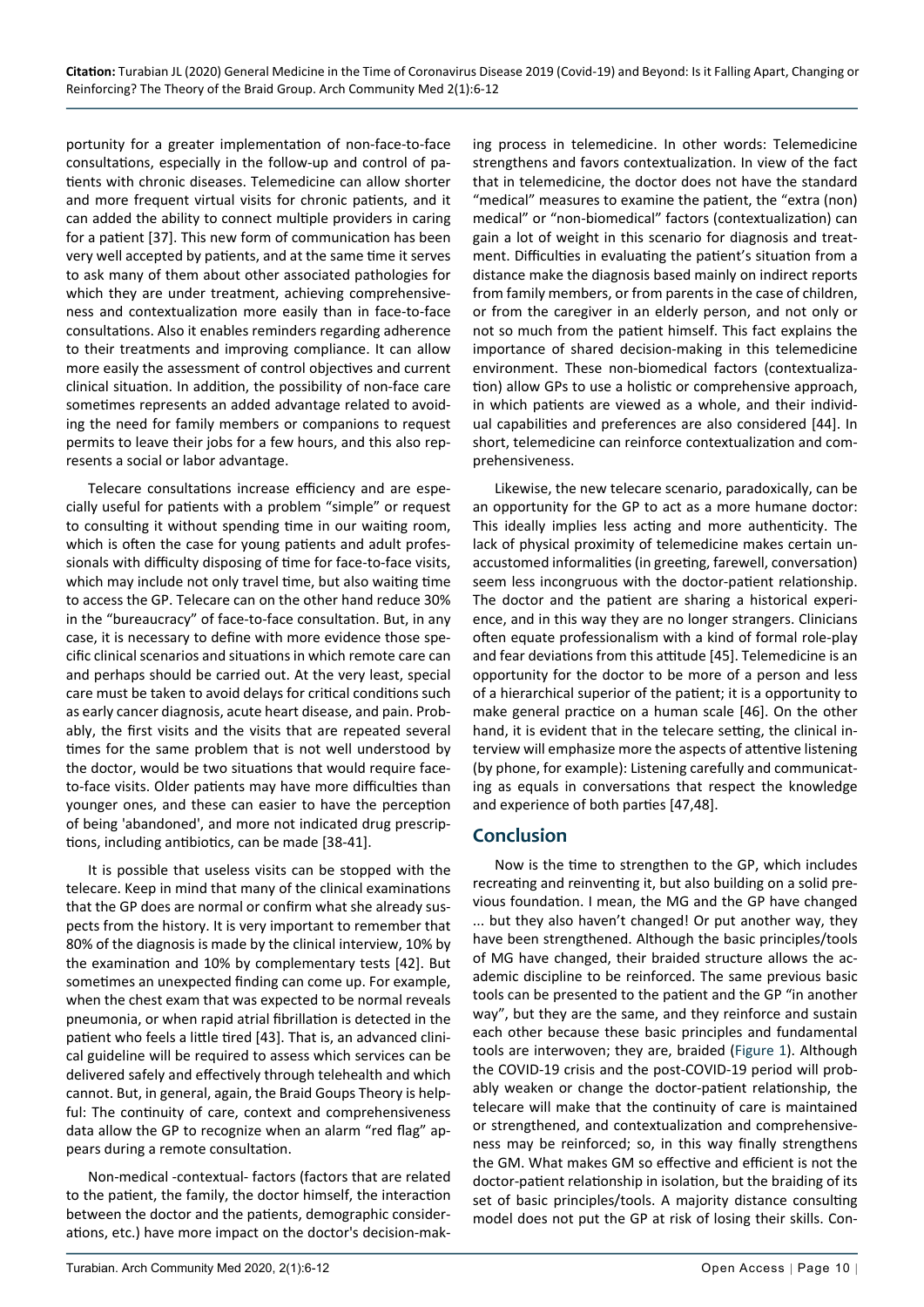portunity for a greater implementation of non-face-to-face consultations, especially in the follow-up and control of patients with chronic diseases. Telemedicine can allow shorter and more frequent virtual visits for chronic patients, and it can added the ability to connect multiple providers in caring for a patient [37]. This new form of communication has been very well accepted by patients, and at the same time it serves to ask many of them about other associated pathologies for which they are under treatment, achieving comprehensiveness and contextualization more easily than in face-to-face consultations. Also it enables reminders regarding adherence to their treatments and improving compliance. It can allow more easily the assessment of control objectives and current clinical situation. In addition, the possibility of non-face care sometimes represents an added advantage related to avoiding the need for family members or companions to request permits to leave their jobs for a few hours, and this also represents a social or labor advantage.

Telecare consultations increase efficiency and are especially useful for patients with a problem "simple" or request to consulting it without spending time in our waiting room, which is often the case for young patients and adult professionals with difficulty disposing of time for face-to-face visits, which may include not only travel time, but also waiting time to access the GP. Telecare can on the other hand reduce 30% in the "bureaucracy" of face-to-face consultation. But, in any case, it is necessary to define with more evidence those specific clinical scenarios and situations in which remote care can and perhaps should be carried out. At the very least, special care must be taken to avoid delays for critical conditions such as early cancer diagnosis, acute heart disease, and pain. Probably, the first visits and the visits that are repeated several times for the same problem that is not well understood by the doctor, would be two situations that would require face-to-face visits. Older patients may have more difficulties than younger ones, and these can easier to have the perception of being 'abandoned', and more not indicated drug prescriptions, including antibiotics, can be made [38-41].

It is possible that useless visits can be stopped with the telecare. Keep in mind that many of the clinical examinations that the GP does are normal or confirm what she already suspects from the history. It is very important to remember that 80% of the diagnosis is made by the clinical interview, 10% by the examination and 10% by complementary tests [42]. But sometimes an unexpected finding can come up. For example, when the chest exam that was expected to be normal reveals pneumonia, or when rapid atrial fibrillation is detected in the patient who feels a little tired [43]. That is, an advanced clinical guideline will be required to assess which services can be delivered safely and effectively through telehealth and which cannot. But, in general, again, the Braid Goups Theory is helpful: The continuity of care, context and comprehensiveness data allow the GP to recognize when an alarm "red flag" appears during a remote consultation.

Non-medical -contextual- factors (factors that are related to the patient, the family, the doctor himself, the interaction between the doctor and the patients, demographic considerations, etc.) have more impact on the doctor's decision-making process in telemedicine. In other words: Telemedicine strengthens and favors contextualization. In view of the fact that in telemedicine, the doctor does not have the standard "medical" measures to examine the patient, the "extra (non) medical" or "non-biomedical" factors (contextualization) can gain a lot of weight in this scenario for diagnosis and treatment. Difficulties in evaluating the patient's situation from a distance make the diagnosis based mainly on indirect reports from family members, or from parents in the case of children, or from the caregiver in an elderly person, and not only or not so much from the patient himself. This fact explains the importance of shared decision-making in this telemedicine environment. These non-biomedical factors (contextualization) allow GPs to use a holistic or comprehensive approach, in which patients are viewed as a whole, and their individual capabilities and preferences are also considered [44]. In short, telemedicine can reinforce contextualization and comprehensiveness.

Likewise, the new telecare scenario, paradoxically, can be an opportunity for the GP to act as a more humane doctor: This ideally implies less acting and more authenticity. The lack of physical proximity of telemedicine makes certain unaccustomed informalities (in greeting, farewell, conversation) seem less incongruous with the doctor-patient relationship. The doctor and the patient are sharing a historical experience, and in this way they are no longer strangers. Clinicians often equate professionalism with a kind of formal role-play and fear deviations from this attitude [45]. Telemedicine is an opportunity for the doctor to be more of a person and less of a hierarchical superior of the patient; it is a opportunity to make general practice on a human scale [46]. On the other hand, it is evident that in the telecare setting, the clinical interview will emphasize more the aspects of attentive listening (by phone, for example): Listening carefully and communicating as equals in conversations that respect the knowledge and experience of both parties [47,48].

## Conclusion

Now is the time to strengthen to the GP, which includes recreating and reinventing it, but also building on a solid previous foundation. I mean, the MG and the GP have changed ... but they also haven't changed! Or put another way, they have been strengthened. Although the basic principles/tools of MG have changed, their braided structure allows the academic discipline to be reinforced. The same previous basic tools can be presented to the patient and the GP "in another way", but they are the same, and they reinforce and sustain each other because these basic principles and fundamental tools are interwoven; they are, braided (Figure 1). Although the COVID-19 crisis and the post-COVID-19 period will probably weaken or change the doctor-patient relationship, the telecare will make that the continuity of care is maintained or strengthened, and contextualization and comprehensiveness may be reinforced; so, in this way finally strengthens the GM. What makes GM so effective and efficient is not the doctor-patient relationship in isolation, but the braiding of its set of basic principles/tools. A majority distance consulting model does not put the GP at risk of losing their skills. Con-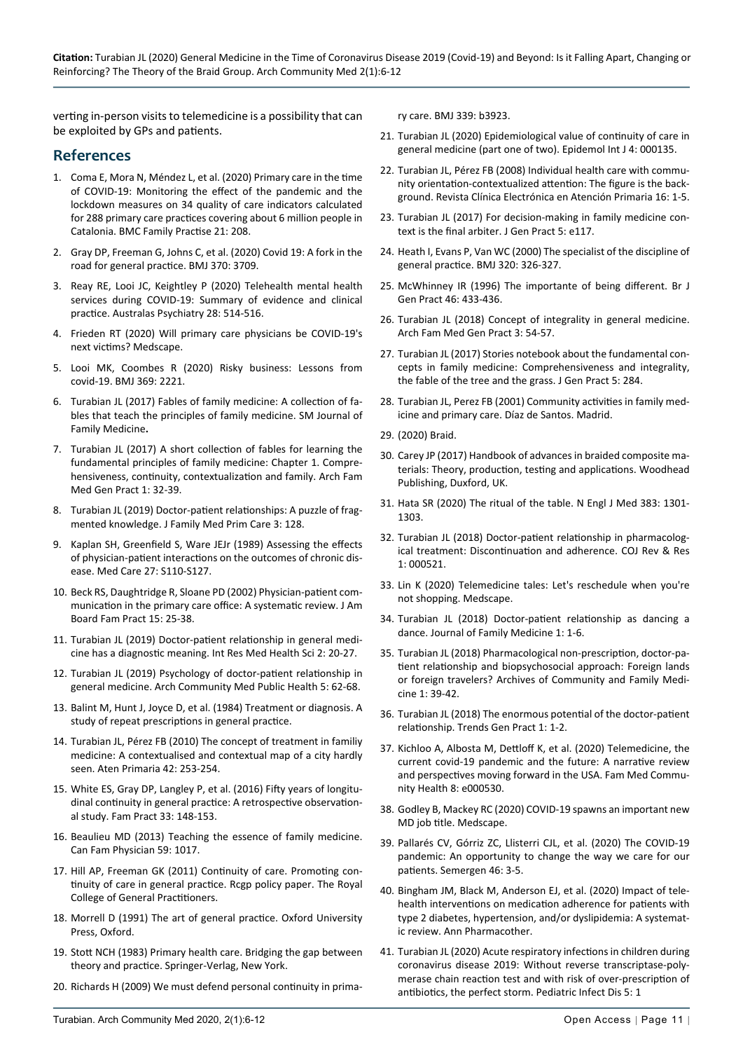verting in-person visits to telemedicine is a possibility that can be exploited by GPs and patients.

## References

1. Coma E, Mora N, Méndez L, et al. (2020) Primary care in the time of COVID-19: Monitoring the effect of the pandemic and the lockdown measures on 34 quality of care indicators calculated for 288 primary care practices covering about 6 million people in Catalonia. BMC Family Practise 21: 208.
2. Gray DP, Freeman G, Johns C, et al. (2020) Covid 19: A fork in the road for general practice. BMJ 370: 3709.
3. Reay RE, Looi JC, Keightley P (2020) Telehealth mental health services during COVID-19: Summary of evidence and clinical practice. Australas Psychiatry 28: 514-516.
4. Frieden RT (2020) Will primary care physicians be COVID-19's next victims? Medscape.
5. Looi MK, Coombes R (2020) Risky business: Lessons from covid-19. BMJ 369: 2221.
6. Turabian JL (2017) Fables of family medicine: A collection of fables that teach the principles of family medicine. SM Journal of Family Medicine**.**
7. Turabian JL (2017) A short collection of fables for learning the fundamental principles of family medicine: Chapter 1. Comprehensiveness, continuity, contextualization and family. Arch Fam Med Gen Pract 1: 32-39.
8. Turabian JL (2019) Doctor-patient relationships: A puzzle of fragmented knowledge. J Family Med Prim Care 3: 128.
9. Kaplan SH, Greenfield S, Ware JEJr (1989) Assessing the effects of physician-patient interactions on the outcomes of chronic disease. Med Care 27: S110-S127.
10. Beck RS, Daughtridge R, Sloane PD (2002) Physician-patient communication in the primary care office: A systematic review. J Am Board Fam Pract 15: 25-38.
11. Turabian JL (2019) Doctor-patient relationship in general medicine has a diagnostic meaning. Int Res Med Health Sci 2: 20-27.
12. Turabian JL (2019) Psychology of doctor-patient relationship in general medicine. Arch Community Med Public Health 5: 62-68.
13. Balint M, Hunt J, Joyce D, et al. (1984) Treatment or diagnosis. A study of repeat prescriptions in general practice.
14. Turabian JL, Pérez FB (2010) The concept of treatment in familiy medicine: A contextualised and contextual map of a city hardly seen. Aten Primaria 42: 253-254.
15. White ES, Gray DP, Langley P, et al. (2016) Fifty years of longitudinal continuity in general practice: A retrospective observational study. Fam Pract 33: 148-153.
16. Beaulieu MD (2013) Teaching the essence of family medicine. Can Fam Physician 59: 1017.
17. Hill AP, Freeman GK (2011) Continuity of care. Promoting continuity of care in general practice. Rcgp policy paper. The Royal College of General Practitioners.
18. Morrell D (1991) The art of general practice. Oxford University Press, Oxford.
19. Stott NCH (1983) Primary health care. Bridging the gap between theory and practice. Springer-Verlag, New York.
20. Richards H (2009) We must defend personal continuity in primary care. BMJ 339: b3923.
21. Turabian JL (2020) Epidemiological value of continuity of care in general medicine (part one of two). Epidemol Int J 4: 000135.
22. Turabian JL, Pérez FB (2008) Individual health care with community orientation-contextualized attention: The figure is the background. Revista Clínica Electrónica en Atención Primaria 16: 1-5.
23. Turabian JL (2017) For decision-making in family medicine context is the final arbiter. J Gen Pract 5: e117.
24. Heath I, Evans P, Van WC (2000) The specialist of the discipline of general practice. BMJ 320: 326-327.
25. McWhinney IR (1996) The importante of being different. Br J Gen Pract 46: 433-436.
26. Turabian JL (2018) Concept of integrality in general medicine. Arch Fam Med Gen Pract 3: 54-57.
27. Turabian JL (2017) Stories notebook about the fundamental concepts in family medicine: Comprehensiveness and integrality, the fable of the tree and the grass. J Gen Pract 5: 284.
28. Turabian JL, Perez FB (2001) Community activities in family medicine and primary care. Díaz de Santos. Madrid.
29. (2020) Braid.
30. Carey JP (2017) Handbook of advances in braided composite materials: Theory, production, testing and applications. Woodhead Publishing, Duxford, UK.
31. Hata SR (2020) The ritual of the table. N Engl J Med 383: 1301-1303.
32. Turabian JL (2018) Doctor-patient relationship in pharmacological treatment: Discontinuation and adherence. COJ Rev & Res 1: 000521.
33. Lin K (2020) Telemedicine tales: Let's reschedule when you're not shopping. Medscape.
34. Turabian JL (2018) Doctor-patient relationship as dancing a dance. Journal of Family Medicine 1: 1-6.
35. Turabian JL (2018) Pharmacological non-prescription, doctor-patient relationship and biopsychosocial approach: Foreign lands or foreign travelers? Archives of Community and Family Medicine 1: 39-42.
36. Turabian JL (2018) The enormous potential of the doctor-patient relationship. Trends Gen Pract 1: 1-2.
37. Kichloo A, Albosta M, Dettloff K, et al. (2020) Telemedicine, the current covid-19 pandemic and the future: A narrative review and perspectives moving forward in the USA. Fam Med Community Health 8: e000530.
38. Godley B, Mackey RC (2020) COVID-19 spawns an important new MD job title. Medscape.
39. Pallarés CV, Górriz ZC, Llisterri CJL, et al. (2020) The COVID-19 pandemic: An opportunity to change the way we care for our patients. Semergen 46: 3-5.
40. Bingham JM, Black M, Anderson EJ, et al. (2020) Impact of telehealth interventions on medication adherence for patients with type 2 diabetes, hypertension, and/or dyslipidemia: A systematic review. Ann Pharmacother.
41. Turabian JL (2020) Acute respiratory infections in children during coronavirus disease 2019: Without reverse transcriptase-polymerase chain reaction test and with risk of over-prescription of antibiotics, the perfect storm. Pediatric Infect Dis 5: 1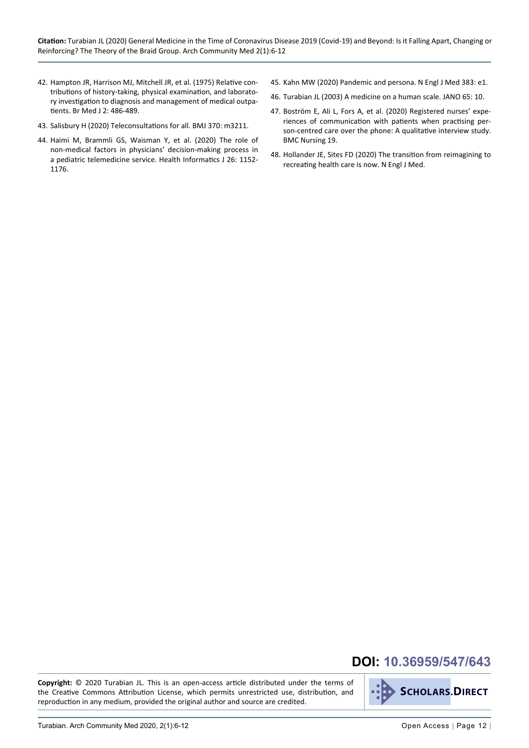42. Hampton JR, Harrison MJ, Mitchell JR, et al. (1975) Relative contributions of history-taking, physical examination, and laboratory investigation to diagnosis and management of medical outpatients. Br Med J 2: 486-489.
43. Salisbury H (2020) Teleconsultations for all. BMJ 370: m3211.
44. Haimi M, Brammli GS, Waisman Y, et al. (2020) The role of non-medical factors in physicians' decision-making process in a pediatric telemedicine service. Health Informatics J 26: 1152-1176.
45. Kahn MW (2020) Pandemic and persona. N Engl J Med 383: e1.
46. Turabian JL (2003) A medicine on a human scale. JANO 65: 10.
47. Boström E, Ali L, Fors A, et al. (2020) Registered nurses' experiences of communication with patients when practising person-centred care over the phone: A qualitative interview study. BMC Nursing 19.
48. Hollander JE, Sites FD (2020) The transition from reimagining to recreating health care is now. N Engl J Med.

**DOI: 10.36959/547/643**

**Copyright:** © 2020 Turabian JL. This is an open-access article distributed under the terms of the Creative Commons Attribution License, which permits unrestricted use, distribution, and reproduction in any medium, provided the original author and source are credited.